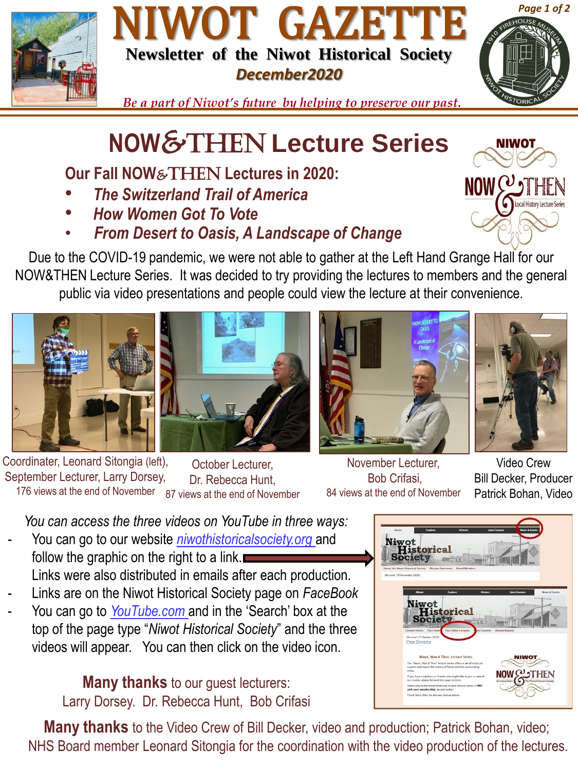# NIWOT GAZETTE

**Newsletter of the Niwot Historical Society**

***December2020***

*Be a part of Niwot's future by helping to preserve our past.*

## NOW&THEN Lecture Series

### Our Fall NOW&THEN Lectures in 2020:

- ***The Switzerland Trail of America***
- ***How Women Got To Vote***
- ***From Desert to Oasis, A Landscape of Change***

Due to the COVID-19 pandemic, we were not able to gather at the Left Hand Grange Hall for our NOW&THEN Lecture Series. It was decided to try providing the lectures to members and the general public via video presentations and people could view the lecture at their convenience.

Coordinater, Leonard Sitongia (left), September Lecturer, Larry Dorsey, 176 views at the end of November

October Lecturer, Dr. Rebecca Hunt, 87 views at the end of November

November Lecturer, Bob Crifasi, 84 views at the end of November

Video Crew Bill Decker, Producer Patrick Bohan, Video

*You can access the three videos on YouTube in three ways:*

- You can go to our website *niwothistoricalsociety.org* and follow the graphic on the right to a link. Links were also distributed in emails after each production.
- Links are on the Niwot Historical Society page on *FaceBook*
- You can go to *YouTube.com* and in the 'Search' box at the top of the page type "*Niwot Historical Society*" and the three videos will appear. You can then click on the video icon.

**Many thanks** to our guest lecturers: Larry Dorsey. Dr. Rebecca Hunt, Bob Crifasi

**Many thanks** to the Video Crew of Bill Decker, video and production; Patrick Bohan, video; NHS Board member Leonard Sitongia for the coordination with the video production of the lectures.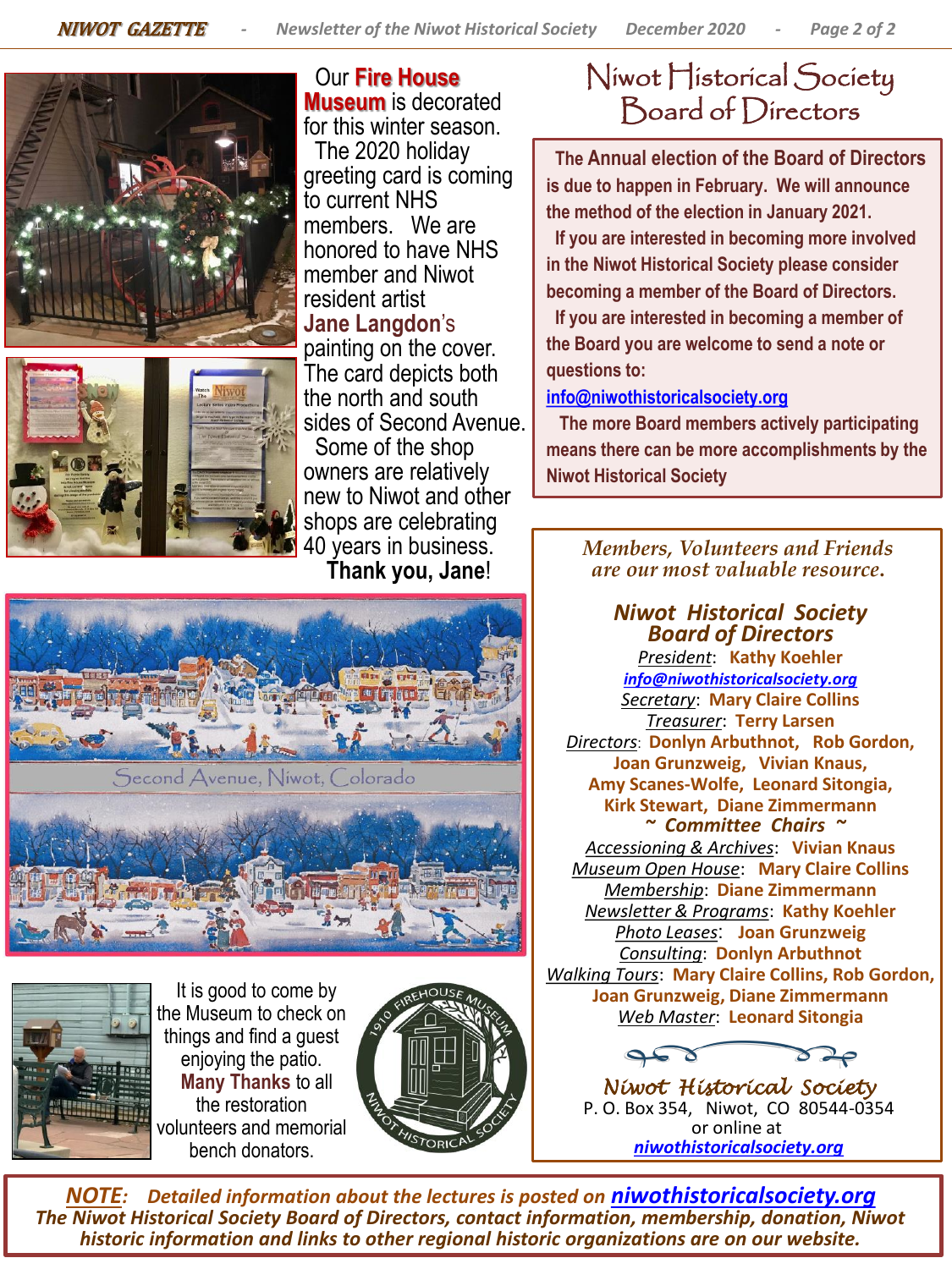Our **Fire House Museum** is decorated for this winter season.

The 2020 holiday greeting card is coming to current NHS members. We are honored to have NHS member and Niwot resident artist **Jane Langdon**'s painting on the cover. The card depicts both the north and south sides of Second Avenue.

Some of the shop owners are relatively new to Niwot and other shops are celebrating 40 years in business.

**Thank you, Jane**!

Second Avenue, Niwot, Colorado

It is good to come by the Museum to check on things and find a guest enjoying the patio. **Many Thanks** to all the restoration volunteers and memorial bench donators.

1910 FIREHOUSE MUSEUM · NIWOT HISTORICAL SOCIETY

# Niwot Historical Society Board of Directors

**The Annual election of the Board of Directors is due to happen in February. We will announce the method of the election in January 2021.**

**If you are interested in becoming more involved in the Niwot Historical Society please consider becoming a member of the Board of Directors.**

**If you are interested in becoming a member of the Board you are welcome to send a note or questions to:**

**info@niwothistoricalsociety.org**

**The more Board members actively participating means there can be more accomplishments by the Niwot Historical Society**

*Members, Volunteers and Friends are our most valuable resource.*

## *Niwot Historical Society Board of Directors*

*President*: **Kathy Koehler**
**info@niwothistoricalsociety.org**
*Secretary*: **Mary Claire Collins**
*Treasurer*: **Terry Larsen**
*Directors*: **Donlyn Arbuthnot, Rob Gordon, Joan Grunzweig, Vivian Knaus, Amy Scanes-Wolfe, Leonard Sitongia, Kirk Stewart, Diane Zimmermann**

**~ *Committee Chairs* ~**

*Accessioning & Archives*: **Vivian Knaus**
*Museum Open House*: **Mary Claire Collins**
*Membership*: **Diane Zimmermann**
*Newsletter & Programs*: **Kathy Koehler**
*Photo Leases*: **Joan Grunzweig**
*Consulting*: **Donlyn Arbuthnot**
*Walking Tours*: **Mary Claire Collins, Rob Gordon, Joan Grunzweig, Diane Zimmermann**
*Web Master*: **Leonard Sitongia**

*Niwot Historical Society*
P. O. Box 354, Niwot, CO 80544-0354
or online at
***niwothistoricalsociety.org***

***NOTE**: Detailed information about the lectures is posted on **niwothistoricalsociety.org***
***The Niwot Historical Society Board of Directors, contact information, membership, donation, Niwot historic information and links to other regional historic organizations are on our website.***